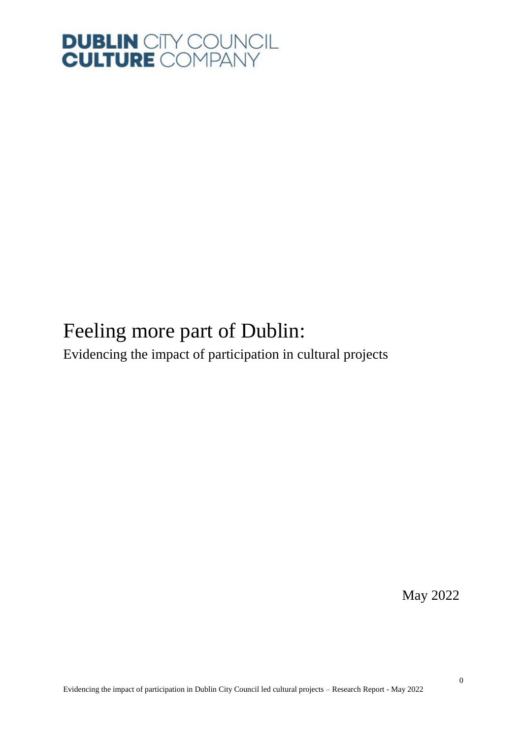DUBLIN CITY COUNCIL
CULTURE COMPANY

# Feeling more part of Dublin:

Evidencing the impact of participation in cultural projects

May 2022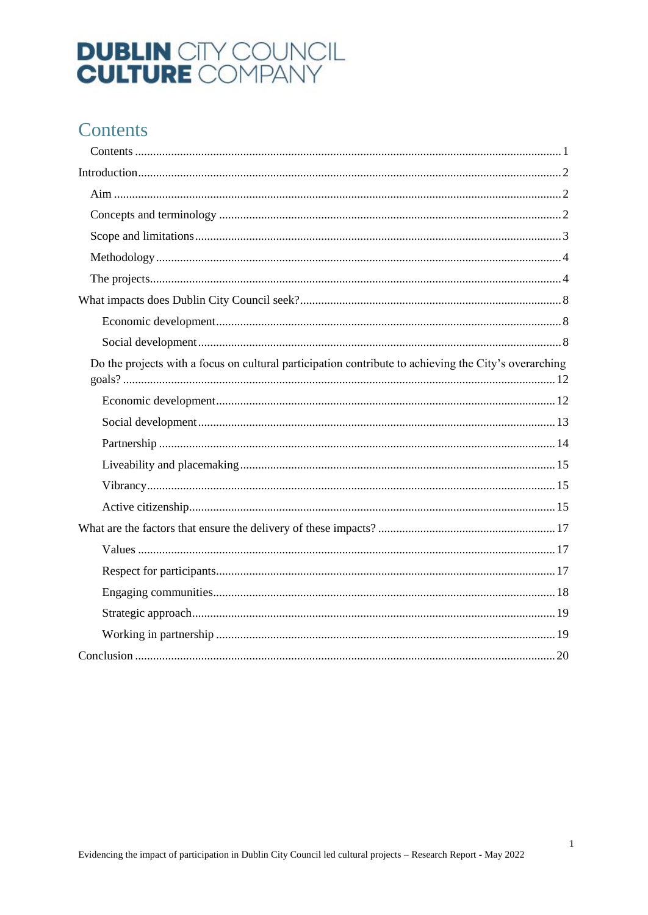DUBLIN CITY COUNCIL
CULTURE COMPANY

# Contents

- Contents ........ 1
- Introduction ........ 2
  - Aim ........ 2
  - Concepts and terminology ........ 2
  - Scope and limitations ........ 3
  - Methodology ........ 4
  - The projects ........ 4
- What impacts does Dublin City Council seek? ........ 8
    - Economic development ........ 8
    - Social development ........ 8
  - Do the projects with a focus on cultural participation contribute to achieving the City's overarching goals? ........ 12
    - Economic development ........ 12
    - Social development ........ 13
    - Partnership ........ 14
    - Liveability and placemaking ........ 15
    - Vibrancy ........ 15
    - Active citizenship ........ 15
- What are the factors that ensure the delivery of these impacts? ........ 17
    - Values ........ 17
    - Respect for participants ........ 17
    - Engaging communities ........ 18
    - Strategic approach ........ 19
    - Working in partnership ........ 19
- Conclusion ........ 20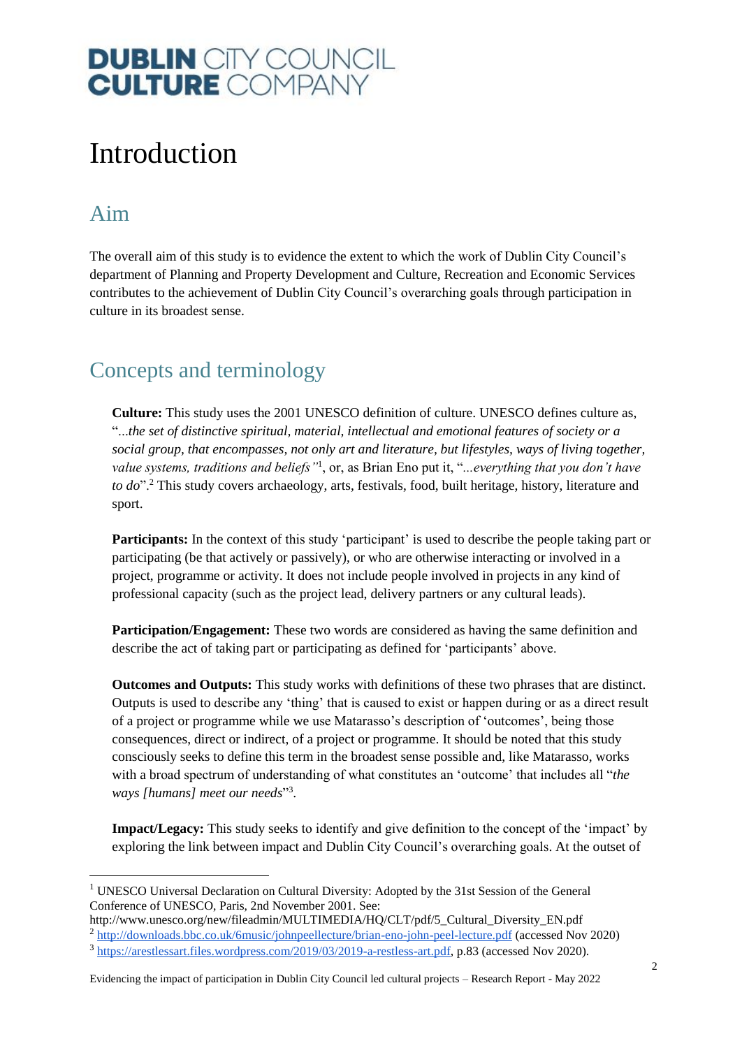# Introduction

## Aim

The overall aim of this study is to evidence the extent to which the work of Dublin City Council's department of Planning and Property Development and Culture, Recreation and Economic Services contributes to the achievement of Dublin City Council's overarching goals through participation in culture in its broadest sense.

## Concepts and terminology

**Culture:** This study uses the 2001 UNESCO definition of culture. UNESCO defines culture as, "*...the set of distinctive spiritual, material, intellectual and emotional features of society or a social group, that encompasses, not only art and literature, but lifestyles, ways of living together, value systems, traditions and beliefs*"[1], or, as Brian Eno put it, "*...everything that you don't have to do*".[2] This study covers archaeology, arts, festivals, food, built heritage, history, literature and sport.

**Participants:** In the context of this study 'participant' is used to describe the people taking part or participating (be that actively or passively), or who are otherwise interacting or involved in a project, programme or activity. It does not include people involved in projects in any kind of professional capacity (such as the project lead, delivery partners or any cultural leads).

**Participation/Engagement:** These two words are considered as having the same definition and describe the act of taking part or participating as defined for 'participants' above.

**Outcomes and Outputs:** This study works with definitions of these two phrases that are distinct. Outputs is used to describe any 'thing' that is caused to exist or happen during or as a direct result of a project or programme while we use Matarasso's description of 'outcomes', being those consequences, direct or indirect, of a project or programme. It should be noted that this study consciously seeks to define this term in the broadest sense possible and, like Matarasso, works with a broad spectrum of understanding of what constitutes an 'outcome' that includes all "*the ways [humans] meet our needs*"[3].

**Impact/Legacy:** This study seeks to identify and give definition to the concept of the 'impact' by exploring the link between impact and Dublin City Council's overarching goals. At the outset of

---

[1] UNESCO Universal Declaration on Cultural Diversity: Adopted by the 31st Session of the General Conference of UNESCO, Paris, 2nd November 2001. See: http://www.unesco.org/new/fileadmin/MULTIMEDIA/HQ/CLT/pdf/5_Cultural_Diversity_EN.pdf

[2] http://downloads.bbc.co.uk/6music/johnpeellecture/brian-eno-john-peel-lecture.pdf (accessed Nov 2020)

[3] https://arestlessart.files.wordpress.com/2019/03/2019-a-restless-art.pdf, p.83 (accessed Nov 2020).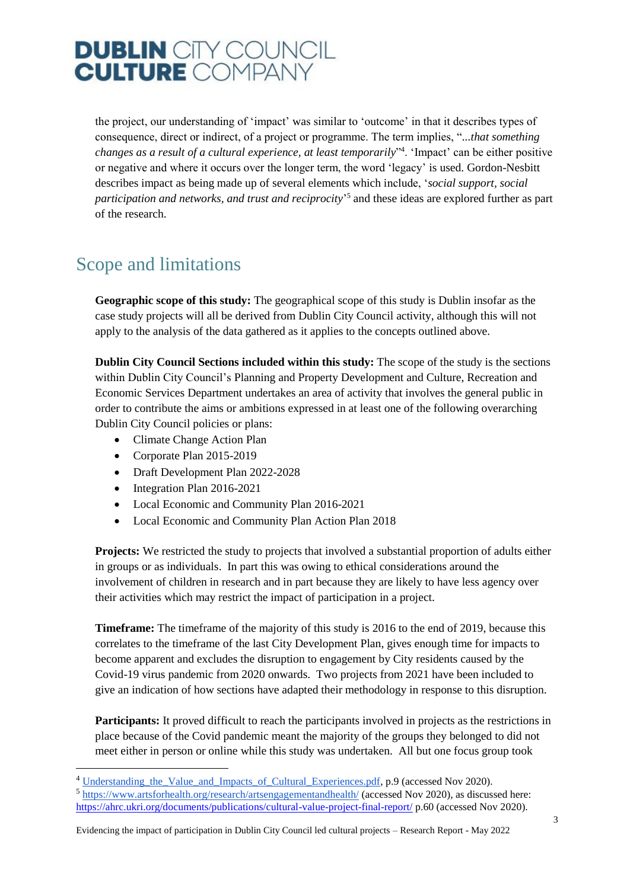the project, our understanding of 'impact' was similar to 'outcome' in that it describes types of consequence, direct or indirect, of a project or programme. The term implies, "*...that something changes as a result of a cultural experience, at least temporarily*"[4]. 'Impact' can be either positive or negative and where it occurs over the longer term, the word 'legacy' is used. Gordon-Nesbitt describes impact as being made up of several elements which include, '*social support, social participation and networks, and trust and reciprocity*'[5] and these ideas are explored further as part of the research.

## Scope and limitations

**Geographic scope of this study:** The geographical scope of this study is Dublin insofar as the case study projects will all be derived from Dublin City Council activity, although this will not apply to the analysis of the data gathered as it applies to the concepts outlined above.

**Dublin City Council Sections included within this study:** The scope of the study is the sections within Dublin City Council's Planning and Property Development and Culture, Recreation and Economic Services Department undertakes an area of activity that involves the general public in order to contribute the aims or ambitions expressed in at least one of the following overarching Dublin City Council policies or plans:

- Climate Change Action Plan
- Corporate Plan 2015-2019
- Draft Development Plan 2022-2028
- Integration Plan 2016-2021
- Local Economic and Community Plan 2016-2021
- Local Economic and Community Plan Action Plan 2018

**Projects:** We restricted the study to projects that involved a substantial proportion of adults either in groups or as individuals. In part this was owing to ethical considerations around the involvement of children in research and in part because they are likely to have less agency over their activities which may restrict the impact of participation in a project.

**Timeframe:** The timeframe of the majority of this study is 2016 to the end of 2019, because this correlates to the timeframe of the last City Development Plan, gives enough time for impacts to become apparent and excludes the disruption to engagement by City residents caused by the Covid-19 virus pandemic from 2020 onwards. Two projects from 2021 have been included to give an indication of how sections have adapted their methodology in response to this disruption.

**Participants:** It proved difficult to reach the participants involved in projects as the restrictions in place because of the Covid pandemic meant the majority of the groups they belonged to did not meet either in person or online while this study was undertaken. All but one focus group took

---

[4] Understanding_the_Value_and_Impacts_of_Cultural_Experiences.pdf, p.9 (accessed Nov 2020).

[5] https://www.artsforhealth.org/research/artsengagementandhealth/ (accessed Nov 2020), as discussed here: https://ahrc.ukri.org/documents/publications/cultural-value-project-final-report/ p.60 (accessed Nov 2020).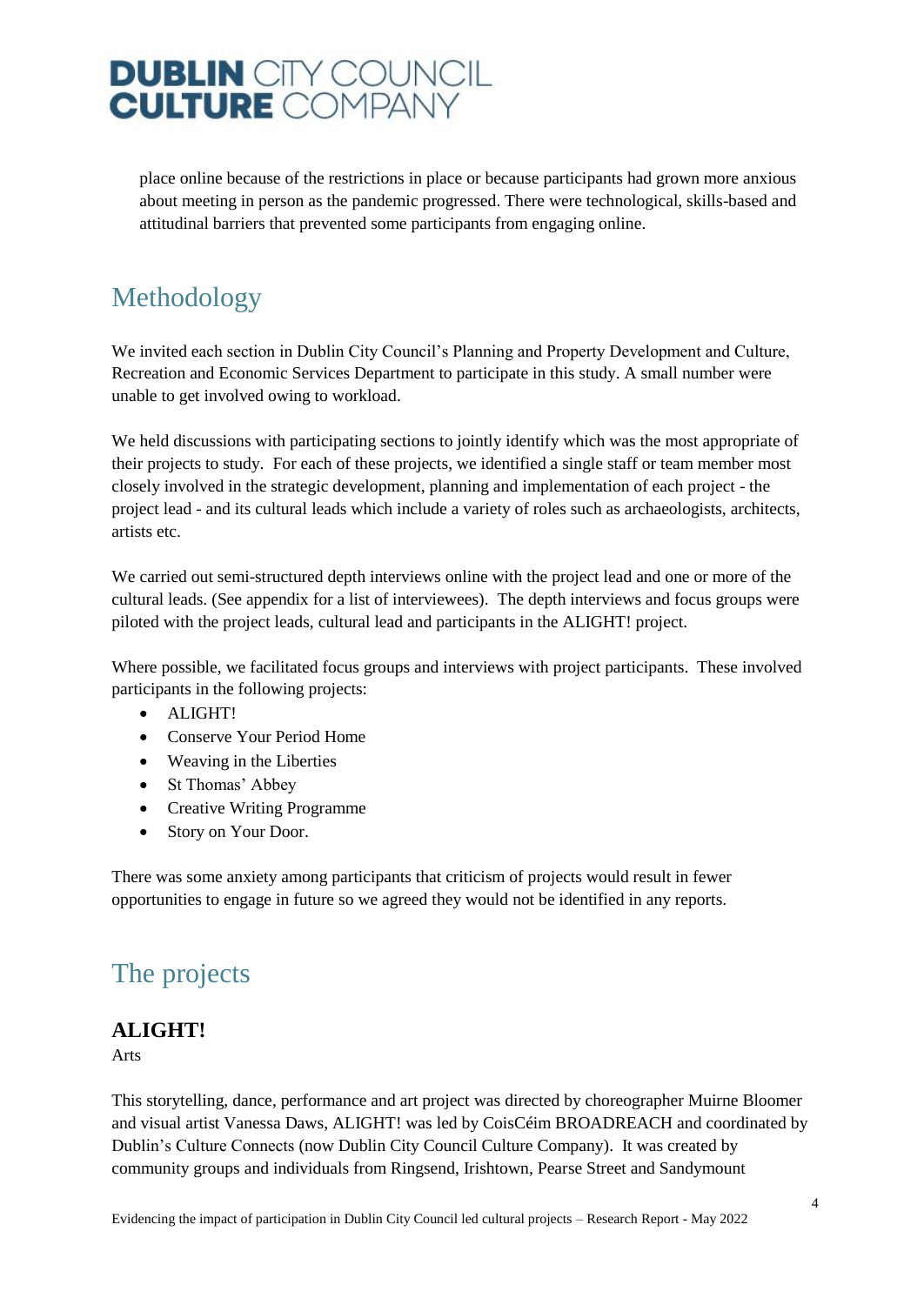place online because of the restrictions in place or because participants had grown more anxious about meeting in person as the pandemic progressed. There were technological, skills-based and attitudinal barriers that prevented some participants from engaging online.

## Methodology

We invited each section in Dublin City Council's Planning and Property Development and Culture, Recreation and Economic Services Department to participate in this study. A small number were unable to get involved owing to workload.

We held discussions with participating sections to jointly identify which was the most appropriate of their projects to study. For each of these projects, we identified a single staff or team member most closely involved in the strategic development, planning and implementation of each project - the project lead - and its cultural leads which include a variety of roles such as archaeologists, architects, artists etc.

We carried out semi-structured depth interviews online with the project lead and one or more of the cultural leads. (See appendix for a list of interviewees). The depth interviews and focus groups were piloted with the project leads, cultural lead and participants in the ALIGHT! project.

Where possible, we facilitated focus groups and interviews with project participants. These involved participants in the following projects:

- ALIGHT!
- Conserve Your Period Home
- Weaving in the Liberties
- St Thomas' Abbey
- Creative Writing Programme
- Story on Your Door.

There was some anxiety among participants that criticism of projects would result in fewer opportunities to engage in future so we agreed they would not be identified in any reports.

## The projects

### ALIGHT!

Arts

This storytelling, dance, performance and art project was directed by choreographer Muirne Bloomer and visual artist Vanessa Daws, ALIGHT! was led by CoisCéim BROADREACH and coordinated by Dublin's Culture Connects (now Dublin City Council Culture Company). It was created by community groups and individuals from Ringsend, Irishtown, Pearse Street and Sandymount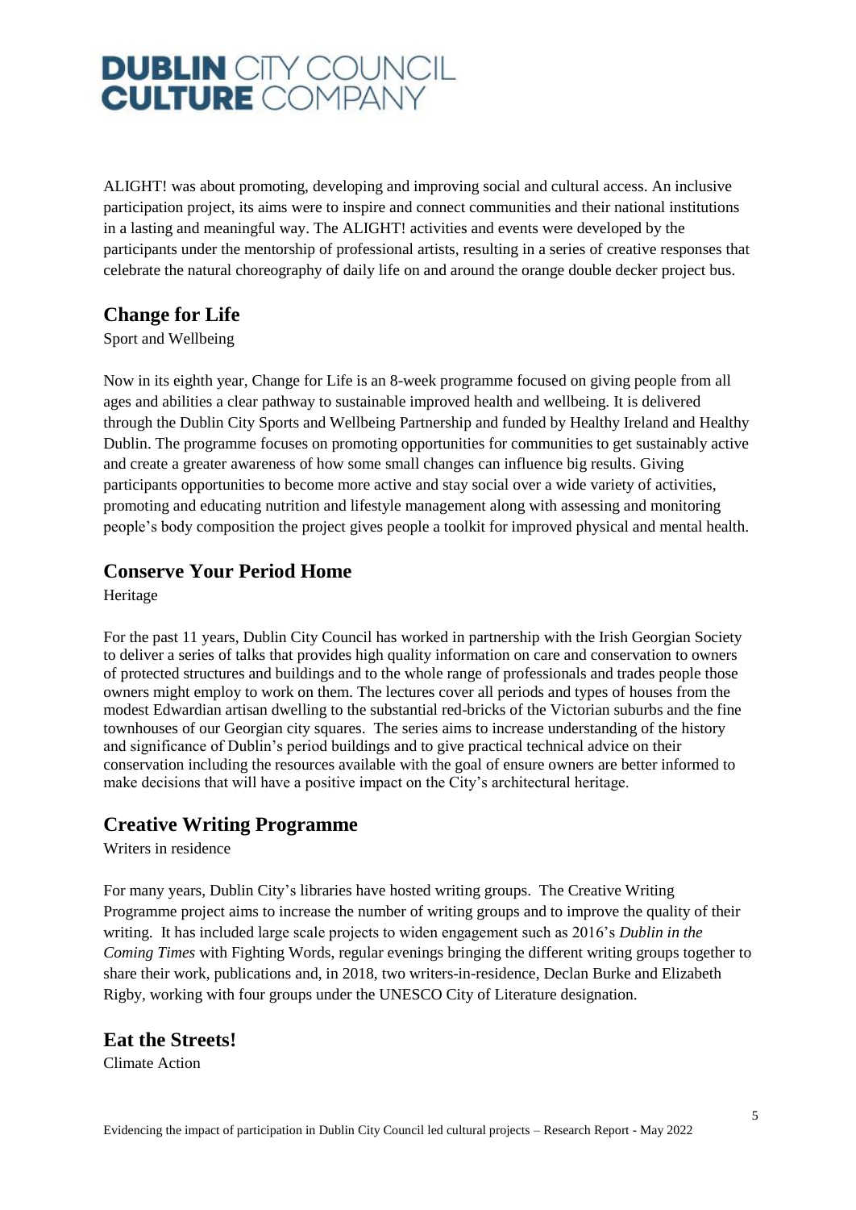ALIGHT! was about promoting, developing and improving social and cultural access. An inclusive participation project, its aims were to inspire and connect communities and their national institutions in a lasting and meaningful way. The ALIGHT! activities and events were developed by the participants under the mentorship of professional artists, resulting in a series of creative responses that celebrate the natural choreography of daily life on and around the orange double decker project bus.

## Change for Life

Sport and Wellbeing

Now in its eighth year, Change for Life is an 8-week programme focused on giving people from all ages and abilities a clear pathway to sustainable improved health and wellbeing. It is delivered through the Dublin City Sports and Wellbeing Partnership and funded by Healthy Ireland and Healthy Dublin. The programme focuses on promoting opportunities for communities to get sustainably active and create a greater awareness of how some small changes can influence big results. Giving participants opportunities to become more active and stay social over a wide variety of activities, promoting and educating nutrition and lifestyle management along with assessing and monitoring people's body composition the project gives people a toolkit for improved physical and mental health.

## Conserve Your Period Home

Heritage

For the past 11 years, Dublin City Council has worked in partnership with the Irish Georgian Society to deliver a series of talks that provides high quality information on care and conservation to owners of protected structures and buildings and to the whole range of professionals and trades people those owners might employ to work on them. The lectures cover all periods and types of houses from the modest Edwardian artisan dwelling to the substantial red-bricks of the Victorian suburbs and the fine townhouses of our Georgian city squares. The series aims to increase understanding of the history and significance of Dublin's period buildings and to give practical technical advice on their conservation including the resources available with the goal of ensure owners are better informed to make decisions that will have a positive impact on the City's architectural heritage.

## Creative Writing Programme

Writers in residence

For many years, Dublin City's libraries have hosted writing groups. The Creative Writing Programme project aims to increase the number of writing groups and to improve the quality of their writing. It has included large scale projects to widen engagement such as 2016's *Dublin in the Coming Times* with Fighting Words, regular evenings bringing the different writing groups together to share their work, publications and, in 2018, two writers-in-residence, Declan Burke and Elizabeth Rigby, working with four groups under the UNESCO City of Literature designation.

## Eat the Streets!

Climate Action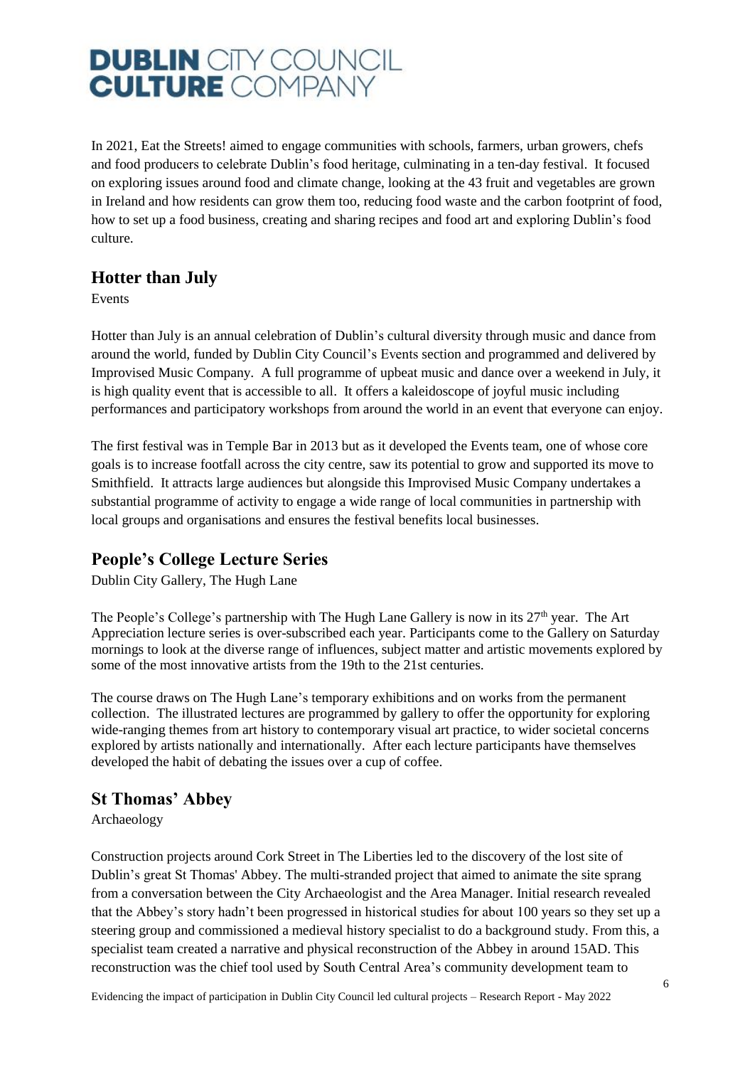In 2021, Eat the Streets! aimed to engage communities with schools, farmers, urban growers, chefs and food producers to celebrate Dublin's food heritage, culminating in a ten-day festival. It focused on exploring issues around food and climate change, looking at the 43 fruit and vegetables are grown in Ireland and how residents can grow them too, reducing food waste and the carbon footprint of food, how to set up a food business, creating and sharing recipes and food art and exploring Dublin's food culture.

## Hotter than July

Events

Hotter than July is an annual celebration of Dublin's cultural diversity through music and dance from around the world, funded by Dublin City Council's Events section and programmed and delivered by Improvised Music Company. A full programme of upbeat music and dance over a weekend in July, it is high quality event that is accessible to all. It offers a kaleidoscope of joyful music including performances and participatory workshops from around the world in an event that everyone can enjoy.

The first festival was in Temple Bar in 2013 but as it developed the Events team, one of whose core goals is to increase footfall across the city centre, saw its potential to grow and supported its move to Smithfield. It attracts large audiences but alongside this Improvised Music Company undertakes a substantial programme of activity to engage a wide range of local communities in partnership with local groups and organisations and ensures the festival benefits local businesses.

## People's College Lecture Series

Dublin City Gallery, The Hugh Lane

The People's College's partnership with The Hugh Lane Gallery is now in its 27th year. The Art Appreciation lecture series is over-subscribed each year. Participants come to the Gallery on Saturday mornings to look at the diverse range of influences, subject matter and artistic movements explored by some of the most innovative artists from the 19th to the 21st centuries.

The course draws on The Hugh Lane's temporary exhibitions and on works from the permanent collection. The illustrated lectures are programmed by gallery to offer the opportunity for exploring wide-ranging themes from art history to contemporary visual art practice, to wider societal concerns explored by artists nationally and internationally. After each lecture participants have themselves developed the habit of debating the issues over a cup of coffee.

## St Thomas' Abbey

Archaeology

Construction projects around Cork Street in The Liberties led to the discovery of the lost site of Dublin's great St Thomas' Abbey. The multi-stranded project that aimed to animate the site sprang from a conversation between the City Archaeologist and the Area Manager. Initial research revealed that the Abbey's story hadn't been progressed in historical studies for about 100 years so they set up a steering group and commissioned a medieval history specialist to do a background study. From this, a specialist team created a narrative and physical reconstruction of the Abbey in around 15AD. This reconstruction was the chief tool used by South Central Area's community development team to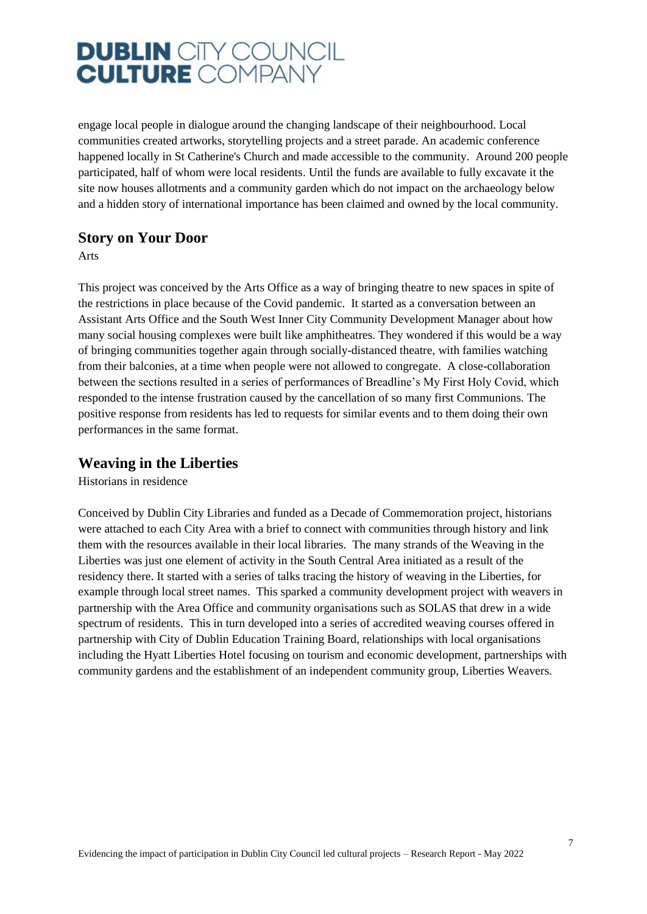engage local people in dialogue around the changing landscape of their neighbourhood. Local communities created artworks, storytelling projects and a street parade. An academic conference happened locally in St Catherine's Church and made accessible to the community. Around 200 people participated, half of whom were local residents. Until the funds are available to fully excavate it the site now houses allotments and a community garden which do not impact on the archaeology below and a hidden story of international importance has been claimed and owned by the local community.

## Story on Your Door

Arts

This project was conceived by the Arts Office as a way of bringing theatre to new spaces in spite of the restrictions in place because of the Covid pandemic. It started as a conversation between an Assistant Arts Office and the South West Inner City Community Development Manager about how many social housing complexes were built like amphitheatres. They wondered if this would be a way of bringing communities together again through socially-distanced theatre, with families watching from their balconies, at a time when people were not allowed to congregate. A close-collaboration between the sections resulted in a series of performances of Breadline's My First Holy Covid, which responded to the intense frustration caused by the cancellation of so many first Communions. The positive response from residents has led to requests for similar events and to them doing their own performances in the same format.

## Weaving in the Liberties

Historians in residence

Conceived by Dublin City Libraries and funded as a Decade of Commemoration project, historians were attached to each City Area with a brief to connect with communities through history and link them with the resources available in their local libraries. The many strands of the Weaving in the Liberties was just one element of activity in the South Central Area initiated as a result of the residency there. It started with a series of talks tracing the history of weaving in the Liberties, for example through local street names. This sparked a community development project with weavers in partnership with the Area Office and community organisations such as SOLAS that drew in a wide spectrum of residents. This in turn developed into a series of accredited weaving courses offered in partnership with City of Dublin Education Training Board, relationships with local organisations including the Hyatt Liberties Hotel focusing on tourism and economic development, partnerships with community gardens and the establishment of an independent community group, Liberties Weavers.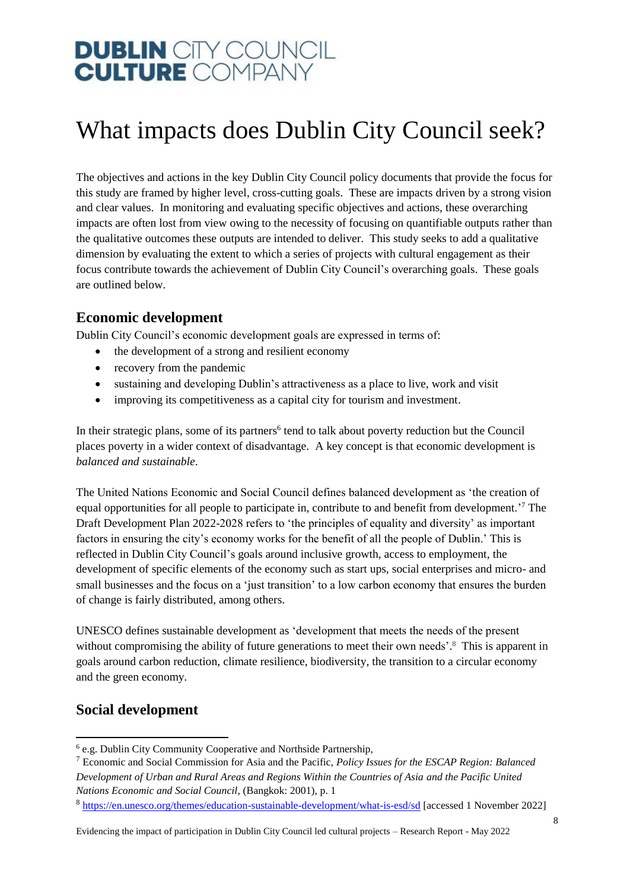# What impacts does Dublin City Council seek?

The objectives and actions in the key Dublin City Council policy documents that provide the focus for this study are framed by higher level, cross-cutting goals. These are impacts driven by a strong vision and clear values. In monitoring and evaluating specific objectives and actions, these overarching impacts are often lost from view owing to the necessity of focusing on quantifiable outputs rather than the qualitative outcomes these outputs are intended to deliver. This study seeks to add a qualitative dimension by evaluating the extent to which a series of projects with cultural engagement as their focus contribute towards the achievement of Dublin City Council's overarching goals. These goals are outlined below.

## Economic development

Dublin City Council's economic development goals are expressed in terms of:

- the development of a strong and resilient economy
- recovery from the pandemic
- sustaining and developing Dublin's attractiveness as a place to live, work and visit
- improving its competitiveness as a capital city for tourism and investment.

In their strategic plans, some of its partners[6] tend to talk about poverty reduction but the Council places poverty in a wider context of disadvantage. A key concept is that economic development is *balanced and sustainable*.

The United Nations Economic and Social Council defines balanced development as 'the creation of equal opportunities for all people to participate in, contribute to and benefit from development.'[7] The Draft Development Plan 2022-2028 refers to 'the principles of equality and diversity' as important factors in ensuring the city's economy works for the benefit of all the people of Dublin.' This is reflected in Dublin City Council's goals around inclusive growth, access to employment, the development of specific elements of the economy such as start ups, social enterprises and micro- and small businesses and the focus on a 'just transition' to a low carbon economy that ensures the burden of change is fairly distributed, among others.

UNESCO defines sustainable development as 'development that meets the needs of the present without compromising the ability of future generations to meet their own needs'.[8] This is apparent in goals around carbon reduction, climate resilience, biodiversity, the transition to a circular economy and the green economy.

## Social development

---

[6] e.g. Dublin City Community Cooperative and Northside Partnership,

[7] Economic and Social Commission for Asia and the Pacific, *Policy Issues for the ESCAP Region: Balanced Development of Urban and Rural Areas and Regions Within the Countries of Asia and the Pacific United Nations Economic and Social Council*, (Bangkok: 2001), p. 1

[8] https://en.unesco.org/themes/education-sustainable-development/what-is-esd/sd [accessed 1 November 2022]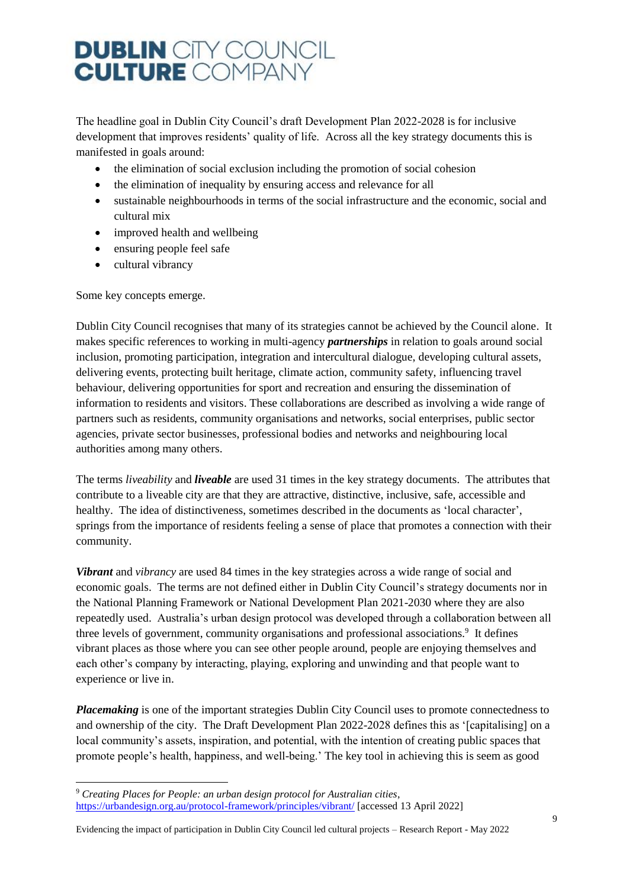The headline goal in Dublin City Council's draft Development Plan 2022-2028 is for inclusive development that improves residents' quality of life. Across all the key strategy documents this is manifested in goals around:

- the elimination of social exclusion including the promotion of social cohesion
- the elimination of inequality by ensuring access and relevance for all
- sustainable neighbourhoods in terms of the social infrastructure and the economic, social and cultural mix
- improved health and wellbeing
- ensuring people feel safe
- cultural vibrancy

Some key concepts emerge.

Dublin City Council recognises that many of its strategies cannot be achieved by the Council alone. It makes specific references to working in multi-agency ***partnerships*** in relation to goals around social inclusion, promoting participation, integration and intercultural dialogue, developing cultural assets, delivering events, protecting built heritage, climate action, community safety, influencing travel behaviour, delivering opportunities for sport and recreation and ensuring the dissemination of information to residents and visitors. These collaborations are described as involving a wide range of partners such as residents, community organisations and networks, social enterprises, public sector agencies, private sector businesses, professional bodies and networks and neighbouring local authorities among many others.

The terms *liveability* and ***liveable*** are used 31 times in the key strategy documents. The attributes that contribute to a liveable city are that they are attractive, distinctive, inclusive, safe, accessible and healthy. The idea of distinctiveness, sometimes described in the documents as 'local character', springs from the importance of residents feeling a sense of place that promotes a connection with their community.

***Vibrant*** and *vibrancy* are used 84 times in the key strategies across a wide range of social and economic goals. The terms are not defined either in Dublin City Council's strategy documents nor in the National Planning Framework or National Development Plan 2021-2030 where they are also repeatedly used. Australia's urban design protocol was developed through a collaboration between all three levels of government, community organisations and professional associations.[9] It defines vibrant places as those where you can see other people around, people are enjoying themselves and each other's company by interacting, playing, exploring and unwinding and that people want to experience or live in.

***Placemaking*** is one of the important strategies Dublin City Council uses to promote connectedness to and ownership of the city. The Draft Development Plan 2022-2028 defines this as '[capitalising] on a local community's assets, inspiration, and potential, with the intention of creating public spaces that promote people's health, happiness, and well-being.' The key tool in achieving this is seem as good

[9] *Creating Places for People: an urban design protocol for Australian cities*, https://urbandesign.org.au/protocol-framework/principles/vibrant/ [accessed 13 April 2022]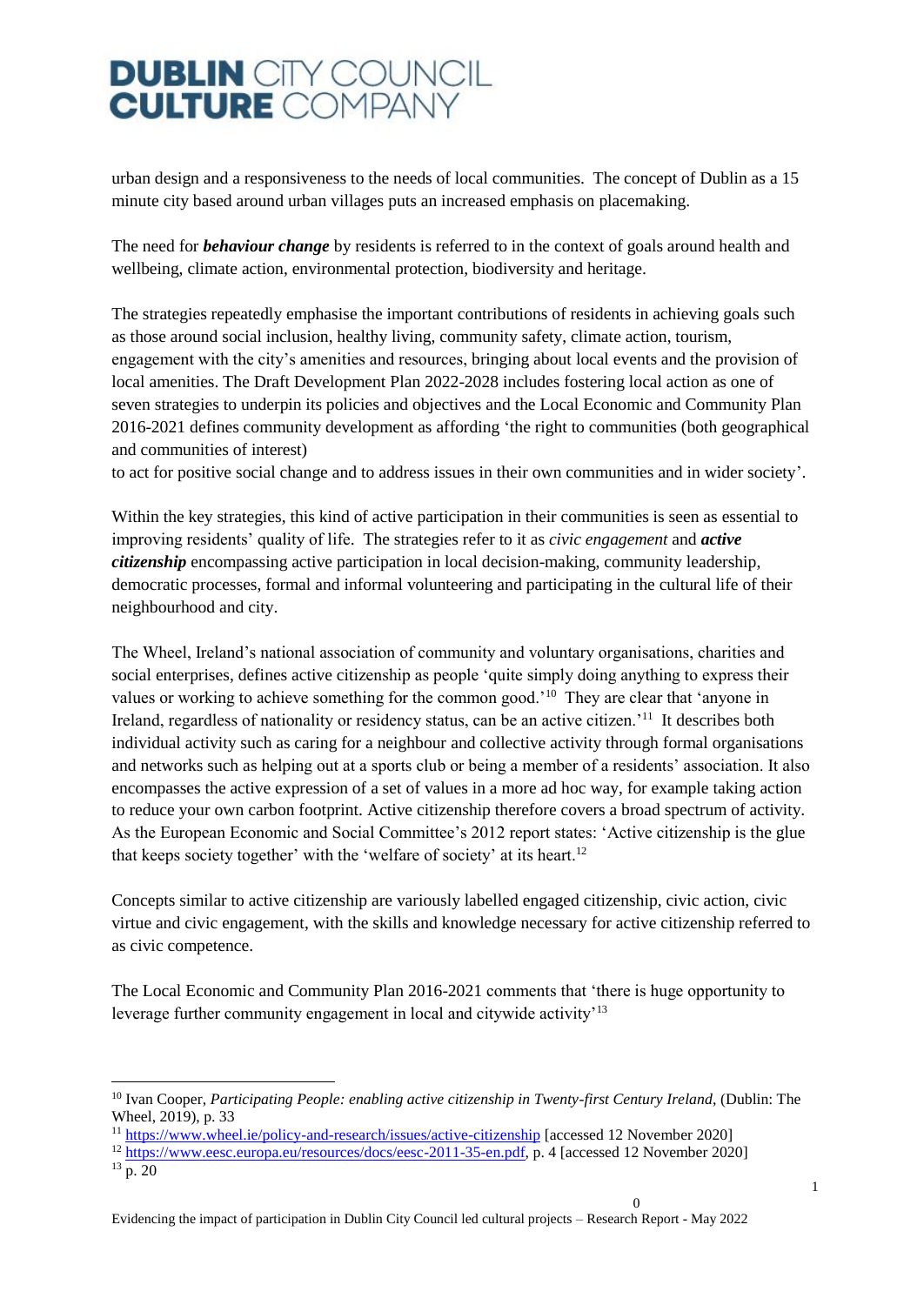urban design and a responsiveness to the needs of local communities. The concept of Dublin as a 15 minute city based around urban villages puts an increased emphasis on placemaking.

The need for ***behaviour change*** by residents is referred to in the context of goals around health and wellbeing, climate action, environmental protection, biodiversity and heritage.

The strategies repeatedly emphasise the important contributions of residents in achieving goals such as those around social inclusion, healthy living, community safety, climate action, tourism, engagement with the city's amenities and resources, bringing about local events and the provision of local amenities. The Draft Development Plan 2022-2028 includes fostering local action as one of seven strategies to underpin its policies and objectives and the Local Economic and Community Plan 2016-2021 defines community development as affording 'the right to communities (both geographical and communities of interest) to act for positive social change and to address issues in their own communities and in wider society'.

Within the key strategies, this kind of active participation in their communities is seen as essential to improving residents' quality of life. The strategies refer to it as *civic engagement* and ***active citizenship*** encompassing active participation in local decision-making, community leadership, democratic processes, formal and informal volunteering and participating in the cultural life of their neighbourhood and city.

The Wheel, Ireland's national association of community and voluntary organisations, charities and social enterprises, defines active citizenship as people 'quite simply doing anything to express their values or working to achieve something for the common good.'[10] They are clear that 'anyone in Ireland, regardless of nationality or residency status, can be an active citizen.'[11] It describes both individual activity such as caring for a neighbour and collective activity through formal organisations and networks such as helping out at a sports club or being a member of a residents' association. It also encompasses the active expression of a set of values in a more ad hoc way, for example taking action to reduce your own carbon footprint. Active citizenship therefore covers a broad spectrum of activity. As the European Economic and Social Committee's 2012 report states: 'Active citizenship is the glue that keeps society together' with the 'welfare of society' at its heart.[12]

Concepts similar to active citizenship are variously labelled engaged citizenship, civic action, civic virtue and civic engagement, with the skills and knowledge necessary for active citizenship referred to as civic competence.

The Local Economic and Community Plan 2016-2021 comments that 'there is huge opportunity to leverage further community engagement in local and citywide activity'[13]

---

[10] Ivan Cooper, *Participating People: enabling active citizenship in Twenty-first Century Ireland,* (Dublin: The Wheel, 2019), p. 33

[11] https://www.wheel.ie/policy-and-research/issues/active-citizenship [accessed 12 November 2020]

[12] https://www.eesc.europa.eu/resources/docs/eesc-2011-35-en.pdf, p. 4 [accessed 12 November 2020]

[13] p. 20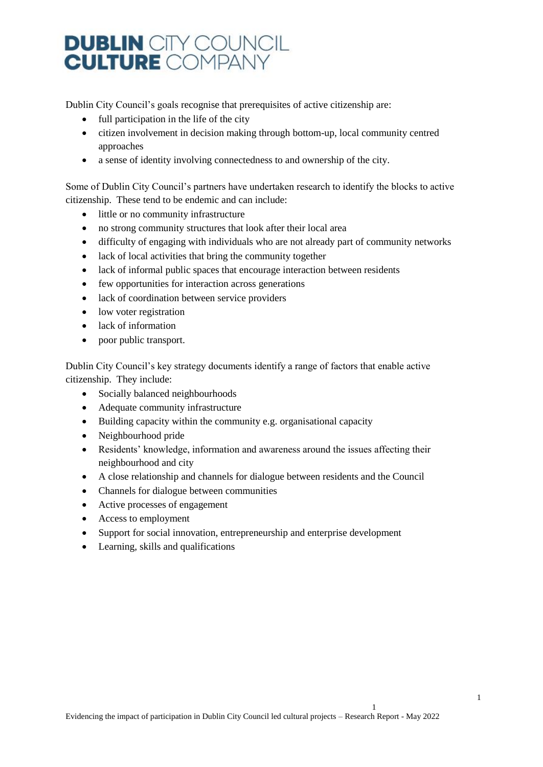Dublin City Council's goals recognise that prerequisites of active citizenship are:

- full participation in the life of the city
- citizen involvement in decision making through bottom-up, local community centred approaches
- a sense of identity involving connectedness to and ownership of the city.

Some of Dublin City Council's partners have undertaken research to identify the blocks to active citizenship. These tend to be endemic and can include:

- little or no community infrastructure
- no strong community structures that look after their local area
- difficulty of engaging with individuals who are not already part of community networks
- lack of local activities that bring the community together
- lack of informal public spaces that encourage interaction between residents
- few opportunities for interaction across generations
- lack of coordination between service providers
- low voter registration
- lack of information
- poor public transport.

Dublin City Council's key strategy documents identify a range of factors that enable active citizenship. They include:

- Socially balanced neighbourhoods
- Adequate community infrastructure
- Building capacity within the community e.g. organisational capacity
- Neighbourhood pride
- Residents' knowledge, information and awareness around the issues affecting their neighbourhood and city
- A close relationship and channels for dialogue between residents and the Council
- Channels for dialogue between communities
- Active processes of engagement
- Access to employment
- Support for social innovation, entrepreneurship and enterprise development
- Learning, skills and qualifications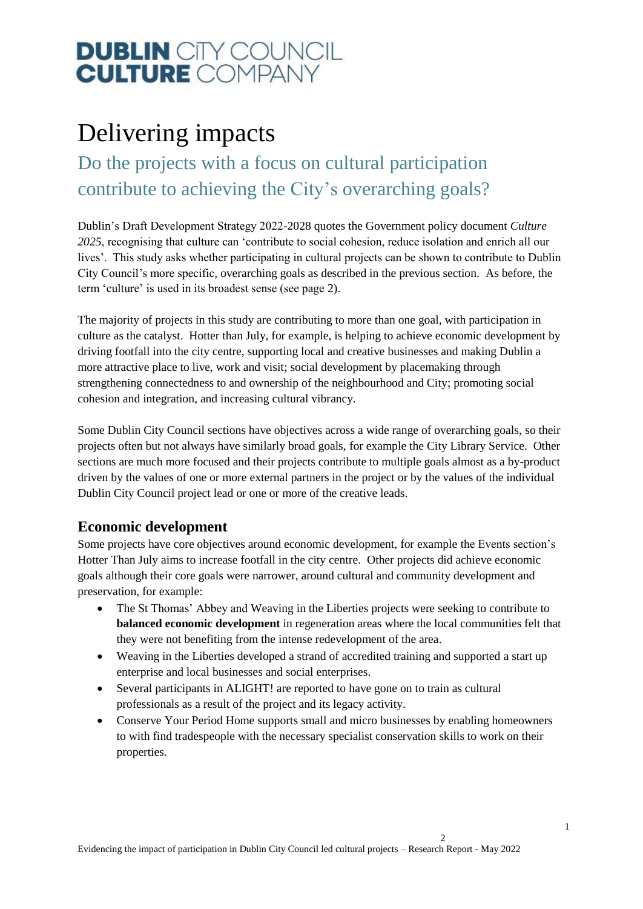# Delivering impacts

## Do the projects with a focus on cultural participation contribute to achieving the City's overarching goals?

Dublin's Draft Development Strategy 2022-2028 quotes the Government policy document *Culture 2025*, recognising that culture can 'contribute to social cohesion, reduce isolation and enrich all our lives'. This study asks whether participating in cultural projects can be shown to contribute to Dublin City Council's more specific, overarching goals as described in the previous section. As before, the term 'culture' is used in its broadest sense (see page 2).

The majority of projects in this study are contributing to more than one goal, with participation in culture as the catalyst. Hotter than July, for example, is helping to achieve economic development by driving footfall into the city centre, supporting local and creative businesses and making Dublin a more attractive place to live, work and visit; social development by placemaking through strengthening connectedness to and ownership of the neighbourhood and City; promoting social cohesion and integration, and increasing cultural vibrancy.

Some Dublin City Council sections have objectives across a wide range of overarching goals, so their projects often but not always have similarly broad goals, for example the City Library Service. Other sections are much more focused and their projects contribute to multiple goals almost as a by-product driven by the values of one or more external partners in the project or by the values of the individual Dublin City Council project lead or one or more of the creative leads.

### Economic development

Some projects have core objectives around economic development, for example the Events section's Hotter Than July aims to increase footfall in the city centre. Other projects did achieve economic goals although their core goals were narrower, around cultural and community development and preservation, for example:

- The St Thomas' Abbey and Weaving in the Liberties projects were seeking to contribute to **balanced economic development** in regeneration areas where the local communities felt that they were not benefiting from the intense redevelopment of the area.
- Weaving in the Liberties developed a strand of accredited training and supported a start up enterprise and local businesses and social enterprises.
- Several participants in ALIGHT! are reported to have gone on to train as cultural professionals as a result of the project and its legacy activity.
- Conserve Your Period Home supports small and micro businesses by enabling homeowners to with find tradespeople with the necessary specialist conservation skills to work on their properties.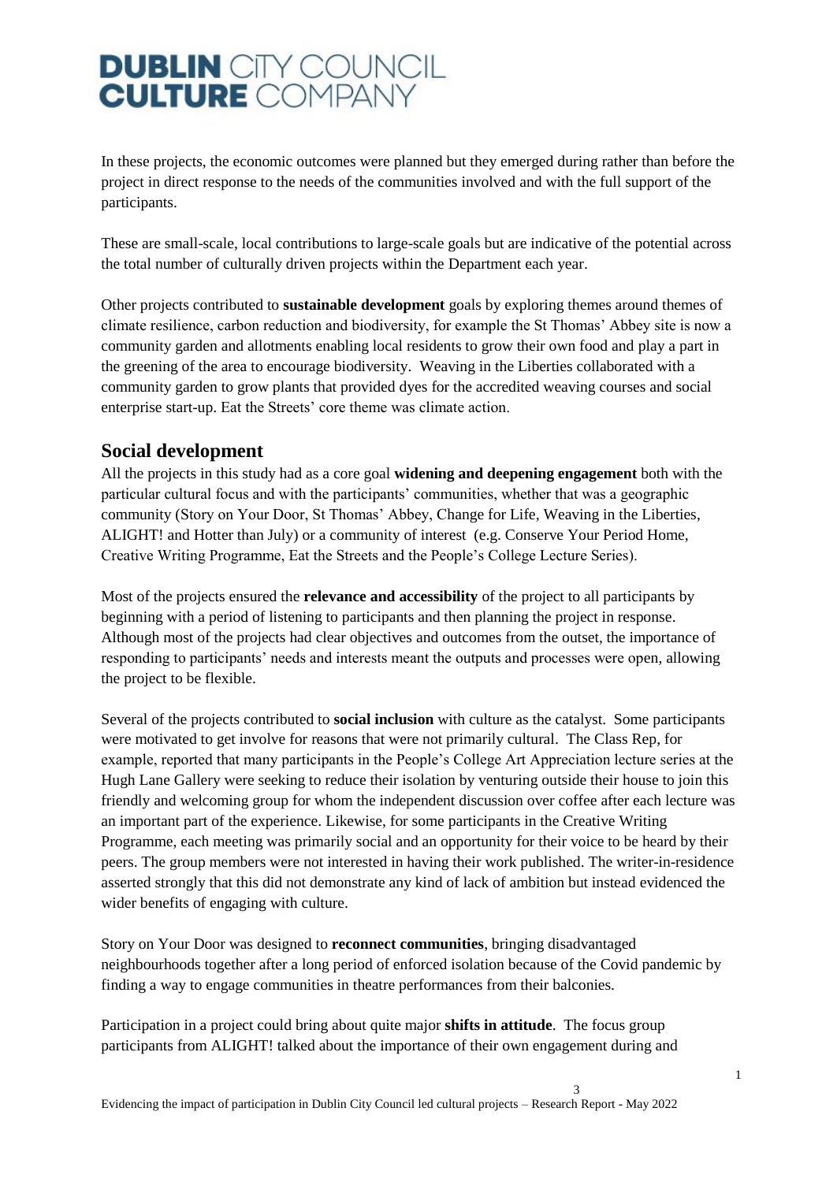In these projects, the economic outcomes were planned but they emerged during rather than before the project in direct response to the needs of the communities involved and with the full support of the participants.

These are small-scale, local contributions to large-scale goals but are indicative of the potential across the total number of culturally driven projects within the Department each year.

Other projects contributed to **sustainable development** goals by exploring themes around themes of climate resilience, carbon reduction and biodiversity, for example the St Thomas' Abbey site is now a community garden and allotments enabling local residents to grow their own food and play a part in the greening of the area to encourage biodiversity. Weaving in the Liberties collaborated with a community garden to grow plants that provided dyes for the accredited weaving courses and social enterprise start-up. Eat the Streets' core theme was climate action.

## Social development

All the projects in this study had as a core goal **widening and deepening engagement** both with the particular cultural focus and with the participants' communities, whether that was a geographic community (Story on Your Door, St Thomas' Abbey, Change for Life, Weaving in the Liberties, ALIGHT! and Hotter than July) or a community of interest (e.g. Conserve Your Period Home, Creative Writing Programme, Eat the Streets and the People's College Lecture Series).

Most of the projects ensured the **relevance and accessibility** of the project to all participants by beginning with a period of listening to participants and then planning the project in response. Although most of the projects had clear objectives and outcomes from the outset, the importance of responding to participants' needs and interests meant the outputs and processes were open, allowing the project to be flexible.

Several of the projects contributed to **social inclusion** with culture as the catalyst. Some participants were motivated to get involve for reasons that were not primarily cultural. The Class Rep, for example, reported that many participants in the People's College Art Appreciation lecture series at the Hugh Lane Gallery were seeking to reduce their isolation by venturing outside their house to join this friendly and welcoming group for whom the independent discussion over coffee after each lecture was an important part of the experience. Likewise, for some participants in the Creative Writing Programme, each meeting was primarily social and an opportunity for their voice to be heard by their peers. The group members were not interested in having their work published. The writer-in-residence asserted strongly that this did not demonstrate any kind of lack of ambition but instead evidenced the wider benefits of engaging with culture.

Story on Your Door was designed to **reconnect communities**, bringing disadvantaged neighbourhoods together after a long period of enforced isolation because of the Covid pandemic by finding a way to engage communities in theatre performances from their balconies.

Participation in a project could bring about quite major **shifts in attitude**. The focus group participants from ALIGHT! talked about the importance of their own engagement during and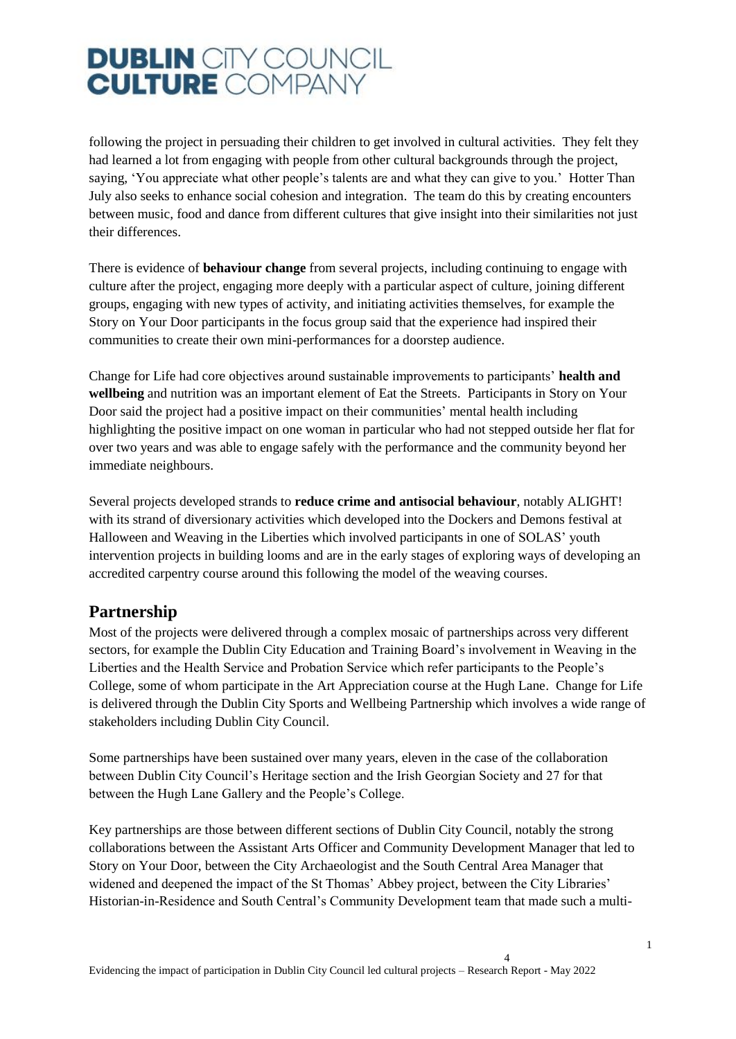following the project in persuading their children to get involved in cultural activities. They felt they had learned a lot from engaging with people from other cultural backgrounds through the project, saying, 'You appreciate what other people's talents are and what they can give to you.' Hotter Than July also seeks to enhance social cohesion and integration. The team do this by creating encounters between music, food and dance from different cultures that give insight into their similarities not just their differences.

There is evidence of **behaviour change** from several projects, including continuing to engage with culture after the project, engaging more deeply with a particular aspect of culture, joining different groups, engaging with new types of activity, and initiating activities themselves, for example the Story on Your Door participants in the focus group said that the experience had inspired their communities to create their own mini-performances for a doorstep audience.

Change for Life had core objectives around sustainable improvements to participants' **health and wellbeing** and nutrition was an important element of Eat the Streets. Participants in Story on Your Door said the project had a positive impact on their communities' mental health including highlighting the positive impact on one woman in particular who had not stepped outside her flat for over two years and was able to engage safely with the performance and the community beyond her immediate neighbours.

Several projects developed strands to **reduce crime and antisocial behaviour**, notably ALIGHT! with its strand of diversionary activities which developed into the Dockers and Demons festival at Halloween and Weaving in the Liberties which involved participants in one of SOLAS' youth intervention projects in building looms and are in the early stages of exploring ways of developing an accredited carpentry course around this following the model of the weaving courses.

## Partnership

Most of the projects were delivered through a complex mosaic of partnerships across very different sectors, for example the Dublin City Education and Training Board's involvement in Weaving in the Liberties and the Health Service and Probation Service which refer participants to the People's College, some of whom participate in the Art Appreciation course at the Hugh Lane. Change for Life is delivered through the Dublin City Sports and Wellbeing Partnership which involves a wide range of stakeholders including Dublin City Council.

Some partnerships have been sustained over many years, eleven in the case of the collaboration between Dublin City Council's Heritage section and the Irish Georgian Society and 27 for that between the Hugh Lane Gallery and the People's College.

Key partnerships are those between different sections of Dublin City Council, notably the strong collaborations between the Assistant Arts Officer and Community Development Manager that led to Story on Your Door, between the City Archaeologist and the South Central Area Manager that widened and deepened the impact of the St Thomas' Abbey project, between the City Libraries' Historian-in-Residence and South Central's Community Development team that made such a multi-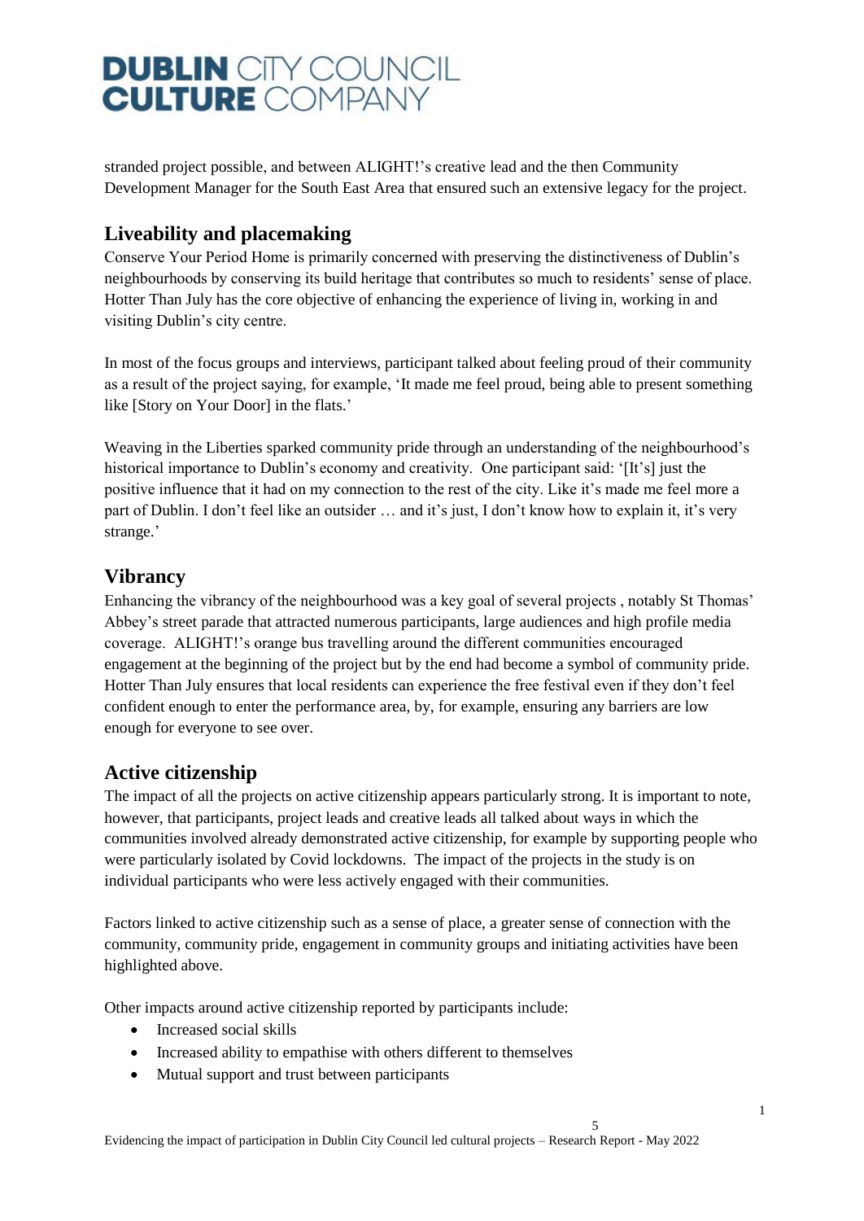stranded project possible, and between ALIGHT!'s creative lead and the then Community Development Manager for the South East Area that ensured such an extensive legacy for the project.

## Liveability and placemaking

Conserve Your Period Home is primarily concerned with preserving the distinctiveness of Dublin's neighbourhoods by conserving its build heritage that contributes so much to residents' sense of place. Hotter Than July has the core objective of enhancing the experience of living in, working in and visiting Dublin's city centre.

In most of the focus groups and interviews, participant talked about feeling proud of their community as a result of the project saying, for example, 'It made me feel proud, being able to present something like [Story on Your Door] in the flats.'

Weaving in the Liberties sparked community pride through an understanding of the neighbourhood's historical importance to Dublin's economy and creativity. One participant said: '[It's] just the positive influence that it had on my connection to the rest of the city. Like it's made me feel more a part of Dublin. I don't feel like an outsider … and it's just, I don't know how to explain it, it's very strange.'

## Vibrancy

Enhancing the vibrancy of the neighbourhood was a key goal of several projects , notably St Thomas' Abbey's street parade that attracted numerous participants, large audiences and high profile media coverage. ALIGHT!'s orange bus travelling around the different communities encouraged engagement at the beginning of the project but by the end had become a symbol of community pride. Hotter Than July ensures that local residents can experience the free festival even if they don't feel confident enough to enter the performance area, by, for example, ensuring any barriers are low enough for everyone to see over.

## Active citizenship

The impact of all the projects on active citizenship appears particularly strong. It is important to note, however, that participants, project leads and creative leads all talked about ways in which the communities involved already demonstrated active citizenship, for example by supporting people who were particularly isolated by Covid lockdowns. The impact of the projects in the study is on individual participants who were less actively engaged with their communities.

Factors linked to active citizenship such as a sense of place, a greater sense of connection with the community, community pride, engagement in community groups and initiating activities have been highlighted above.

Other impacts around active citizenship reported by participants include:

- Increased social skills
- Increased ability to empathise with others different to themselves
- Mutual support and trust between participants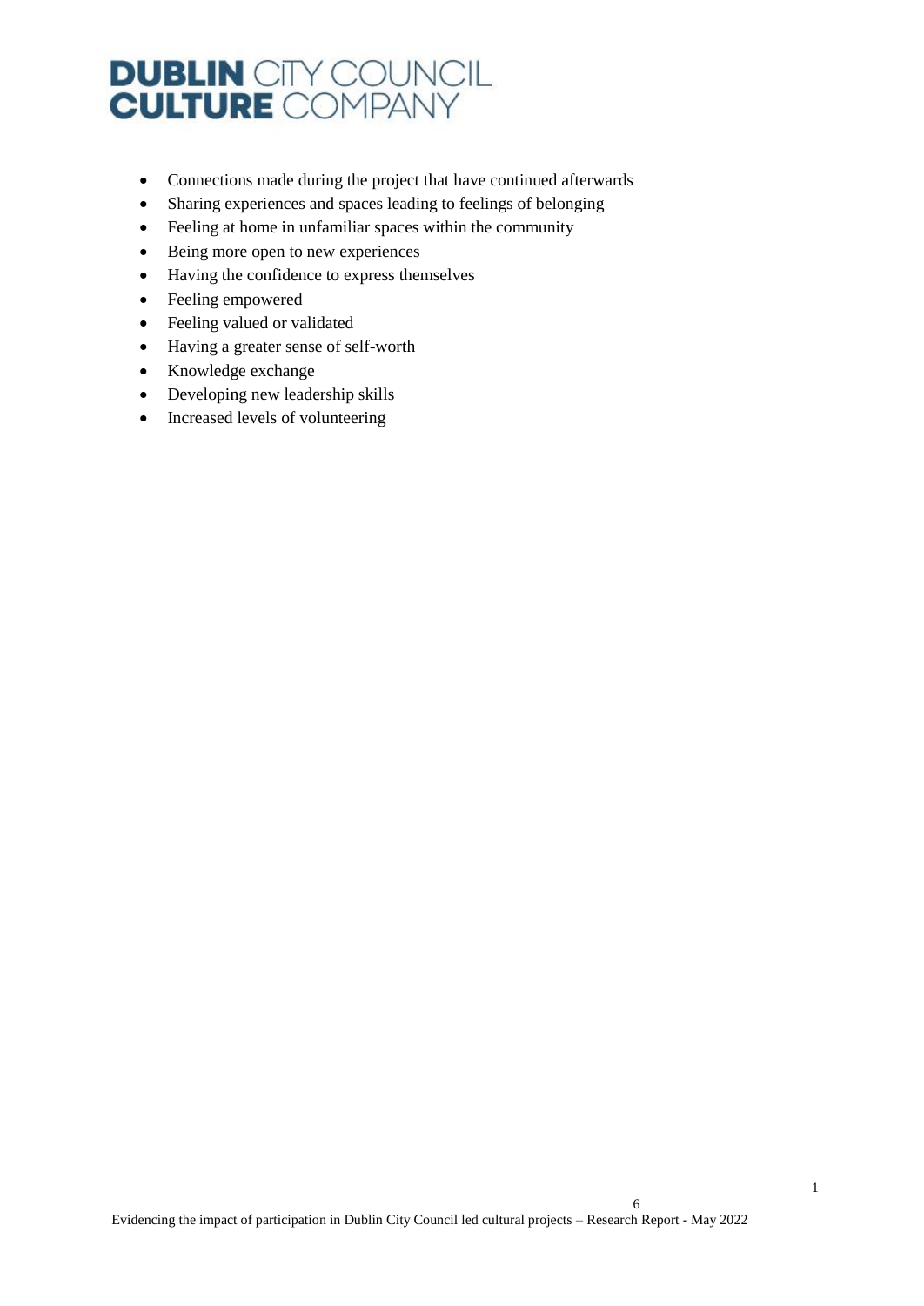- Connections made during the project that have continued afterwards
- Sharing experiences and spaces leading to feelings of belonging
- Feeling at home in unfamiliar spaces within the community
- Being more open to new experiences
- Having the confidence to express themselves
- Feeling empowered
- Feeling valued or validated
- Having a greater sense of self-worth
- Knowledge exchange
- Developing new leadership skills
- Increased levels of volunteering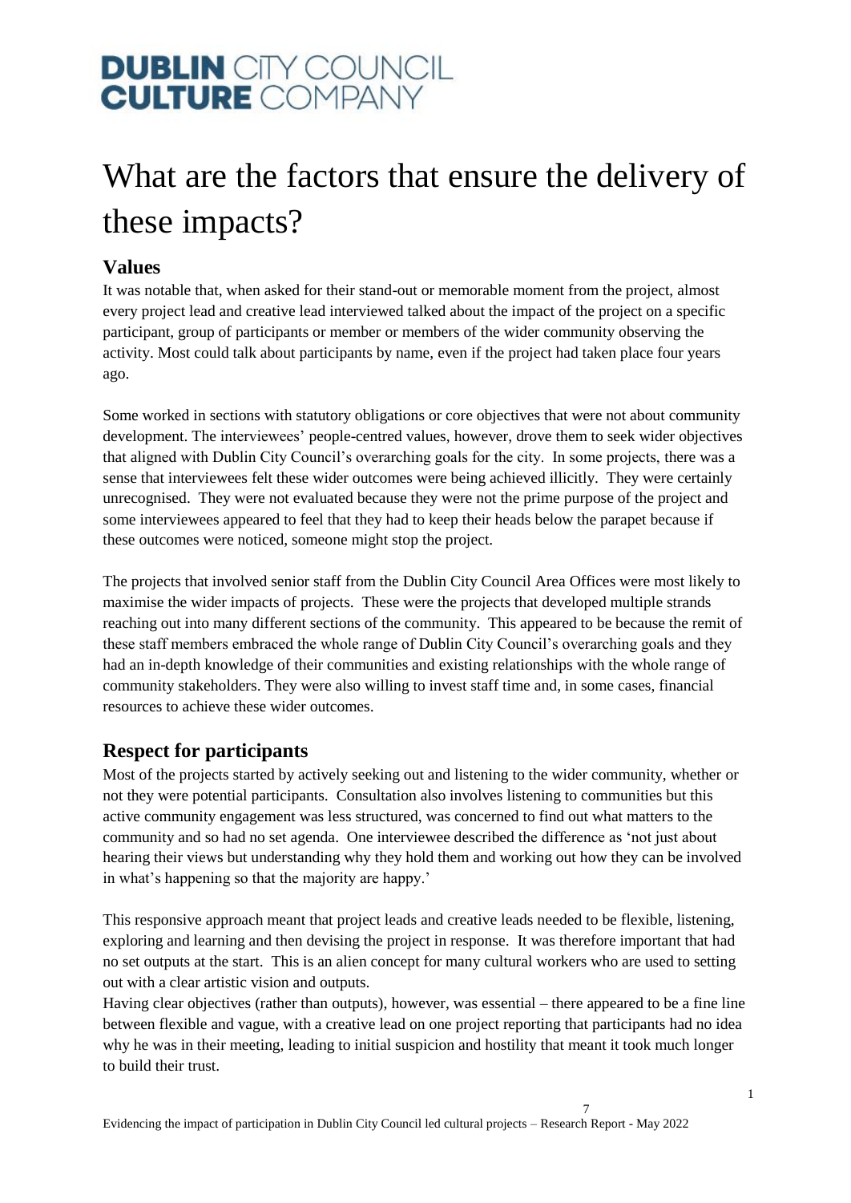# What are the factors that ensure the delivery of these impacts?

## Values

It was notable that, when asked for their stand-out or memorable moment from the project, almost every project lead and creative lead interviewed talked about the impact of the project on a specific participant, group of participants or member or members of the wider community observing the activity. Most could talk about participants by name, even if the project had taken place four years ago.

Some worked in sections with statutory obligations or core objectives that were not about community development. The interviewees' people-centred values, however, drove them to seek wider objectives that aligned with Dublin City Council's overarching goals for the city. In some projects, there was a sense that interviewees felt these wider outcomes were being achieved illicitly. They were certainly unrecognised. They were not evaluated because they were not the prime purpose of the project and some interviewees appeared to feel that they had to keep their heads below the parapet because if these outcomes were noticed, someone might stop the project.

The projects that involved senior staff from the Dublin City Council Area Offices were most likely to maximise the wider impacts of projects. These were the projects that developed multiple strands reaching out into many different sections of the community. This appeared to be because the remit of these staff members embraced the whole range of Dublin City Council's overarching goals and they had an in-depth knowledge of their communities and existing relationships with the whole range of community stakeholders. They were also willing to invest staff time and, in some cases, financial resources to achieve these wider outcomes.

## Respect for participants

Most of the projects started by actively seeking out and listening to the wider community, whether or not they were potential participants. Consultation also involves listening to communities but this active community engagement was less structured, was concerned to find out what matters to the community and so had no set agenda. One interviewee described the difference as 'not just about hearing their views but understanding why they hold them and working out how they can be involved in what's happening so that the majority are happy.'

This responsive approach meant that project leads and creative leads needed to be flexible, listening, exploring and learning and then devising the project in response. It was therefore important that had no set outputs at the start. This is an alien concept for many cultural workers who are used to setting out with a clear artistic vision and outputs.

Having clear objectives (rather than outputs), however, was essential – there appeared to be a fine line between flexible and vague, with a creative lead on one project reporting that participants had no idea why he was in their meeting, leading to initial suspicion and hostility that meant it took much longer to build their trust.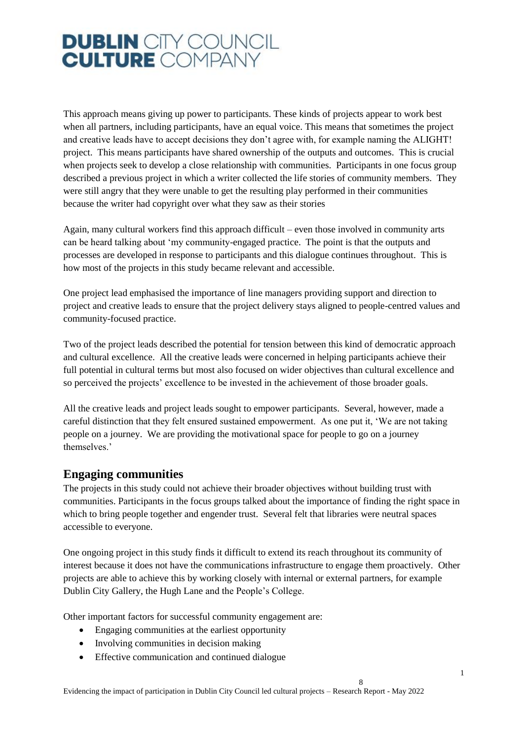This approach means giving up power to participants. These kinds of projects appear to work best when all partners, including participants, have an equal voice. This means that sometimes the project and creative leads have to accept decisions they don't agree with, for example naming the ALIGHT! project. This means participants have shared ownership of the outputs and outcomes. This is crucial when projects seek to develop a close relationship with communities. Participants in one focus group described a previous project in which a writer collected the life stories of community members. They were still angry that they were unable to get the resulting play performed in their communities because the writer had copyright over what they saw as their stories

Again, many cultural workers find this approach difficult – even those involved in community arts can be heard talking about 'my community-engaged practice. The point is that the outputs and processes are developed in response to participants and this dialogue continues throughout. This is how most of the projects in this study became relevant and accessible.

One project lead emphasised the importance of line managers providing support and direction to project and creative leads to ensure that the project delivery stays aligned to people-centred values and community-focused practice.

Two of the project leads described the potential for tension between this kind of democratic approach and cultural excellence. All the creative leads were concerned in helping participants achieve their full potential in cultural terms but most also focused on wider objectives than cultural excellence and so perceived the projects' excellence to be invested in the achievement of those broader goals.

All the creative leads and project leads sought to empower participants. Several, however, made a careful distinction that they felt ensured sustained empowerment. As one put it, 'We are not taking people on a journey. We are providing the motivational space for people to go on a journey themselves.'

## Engaging communities

The projects in this study could not achieve their broader objectives without building trust with communities. Participants in the focus groups talked about the importance of finding the right space in which to bring people together and engender trust. Several felt that libraries were neutral spaces accessible to everyone.

One ongoing project in this study finds it difficult to extend its reach throughout its community of interest because it does not have the communications infrastructure to engage them proactively. Other projects are able to achieve this by working closely with internal or external partners, for example Dublin City Gallery, the Hugh Lane and the People's College.

Other important factors for successful community engagement are:

- Engaging communities at the earliest opportunity
- Involving communities in decision making
- Effective communication and continued dialogue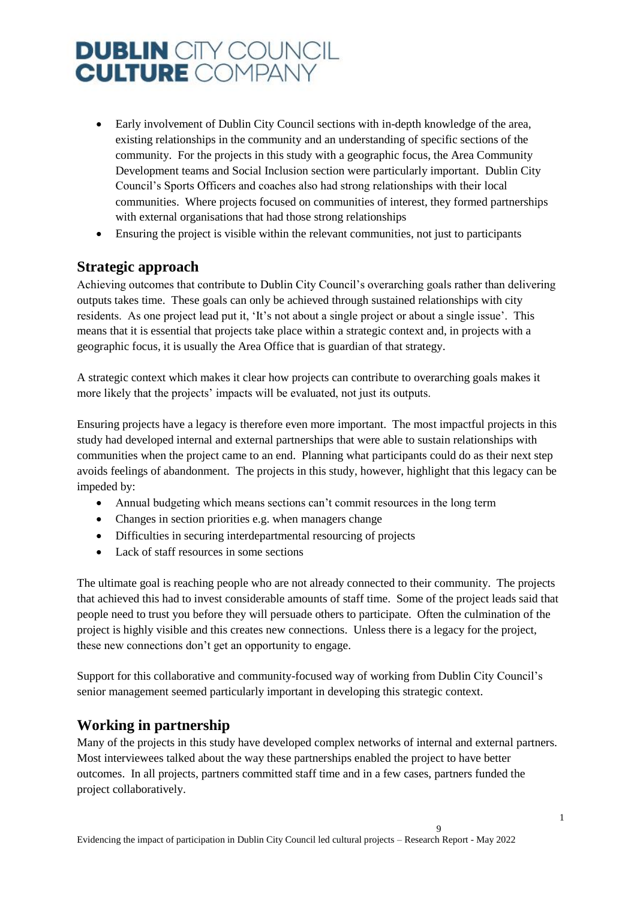- Early involvement of Dublin City Council sections with in-depth knowledge of the area, existing relationships in the community and an understanding of specific sections of the community. For the projects in this study with a geographic focus, the Area Community Development teams and Social Inclusion section were particularly important. Dublin City Council's Sports Officers and coaches also had strong relationships with their local communities. Where projects focused on communities of interest, they formed partnerships with external organisations that had those strong relationships
- Ensuring the project is visible within the relevant communities, not just to participants

## Strategic approach

Achieving outcomes that contribute to Dublin City Council's overarching goals rather than delivering outputs takes time. These goals can only be achieved through sustained relationships with city residents. As one project lead put it, 'It's not about a single project or about a single issue'. This means that it is essential that projects take place within a strategic context and, in projects with a geographic focus, it is usually the Area Office that is guardian of that strategy.

A strategic context which makes it clear how projects can contribute to overarching goals makes it more likely that the projects' impacts will be evaluated, not just its outputs.

Ensuring projects have a legacy is therefore even more important. The most impactful projects in this study had developed internal and external partnerships that were able to sustain relationships with communities when the project came to an end. Planning what participants could do as their next step avoids feelings of abandonment. The projects in this study, however, highlight that this legacy can be impeded by:

- Annual budgeting which means sections can't commit resources in the long term
- Changes in section priorities e.g. when managers change
- Difficulties in securing interdepartmental resourcing of projects
- Lack of staff resources in some sections

The ultimate goal is reaching people who are not already connected to their community. The projects that achieved this had to invest considerable amounts of staff time. Some of the project leads said that people need to trust you before they will persuade others to participate. Often the culmination of the project is highly visible and this creates new connections. Unless there is a legacy for the project, these new connections don't get an opportunity to engage.

Support for this collaborative and community-focused way of working from Dublin City Council's senior management seemed particularly important in developing this strategic context.

## Working in partnership

Many of the projects in this study have developed complex networks of internal and external partners. Most interviewees talked about the way these partnerships enabled the project to have better outcomes. In all projects, partners committed staff time and in a few cases, partners funded the project collaboratively.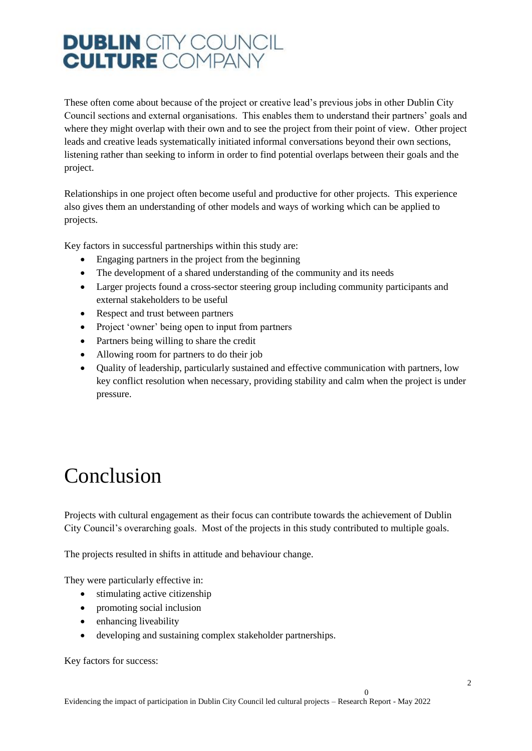These often come about because of the project or creative lead's previous jobs in other Dublin City Council sections and external organisations. This enables them to understand their partners' goals and where they might overlap with their own and to see the project from their point of view. Other project leads and creative leads systematically initiated informal conversations beyond their own sections, listening rather than seeking to inform in order to find potential overlaps between their goals and the project.

Relationships in one project often become useful and productive for other projects. This experience also gives them an understanding of other models and ways of working which can be applied to projects.

Key factors in successful partnerships within this study are:

- Engaging partners in the project from the beginning
- The development of a shared understanding of the community and its needs
- Larger projects found a cross-sector steering group including community participants and external stakeholders to be useful
- Respect and trust between partners
- Project 'owner' being open to input from partners
- Partners being willing to share the credit
- Allowing room for partners to do their job
- Quality of leadership, particularly sustained and effective communication with partners, low key conflict resolution when necessary, providing stability and calm when the project is under pressure.

# Conclusion

Projects with cultural engagement as their focus can contribute towards the achievement of Dublin City Council's overarching goals. Most of the projects in this study contributed to multiple goals.

The projects resulted in shifts in attitude and behaviour change.

They were particularly effective in:

- stimulating active citizenship
- promoting social inclusion
- enhancing liveability
- developing and sustaining complex stakeholder partnerships.

Key factors for success: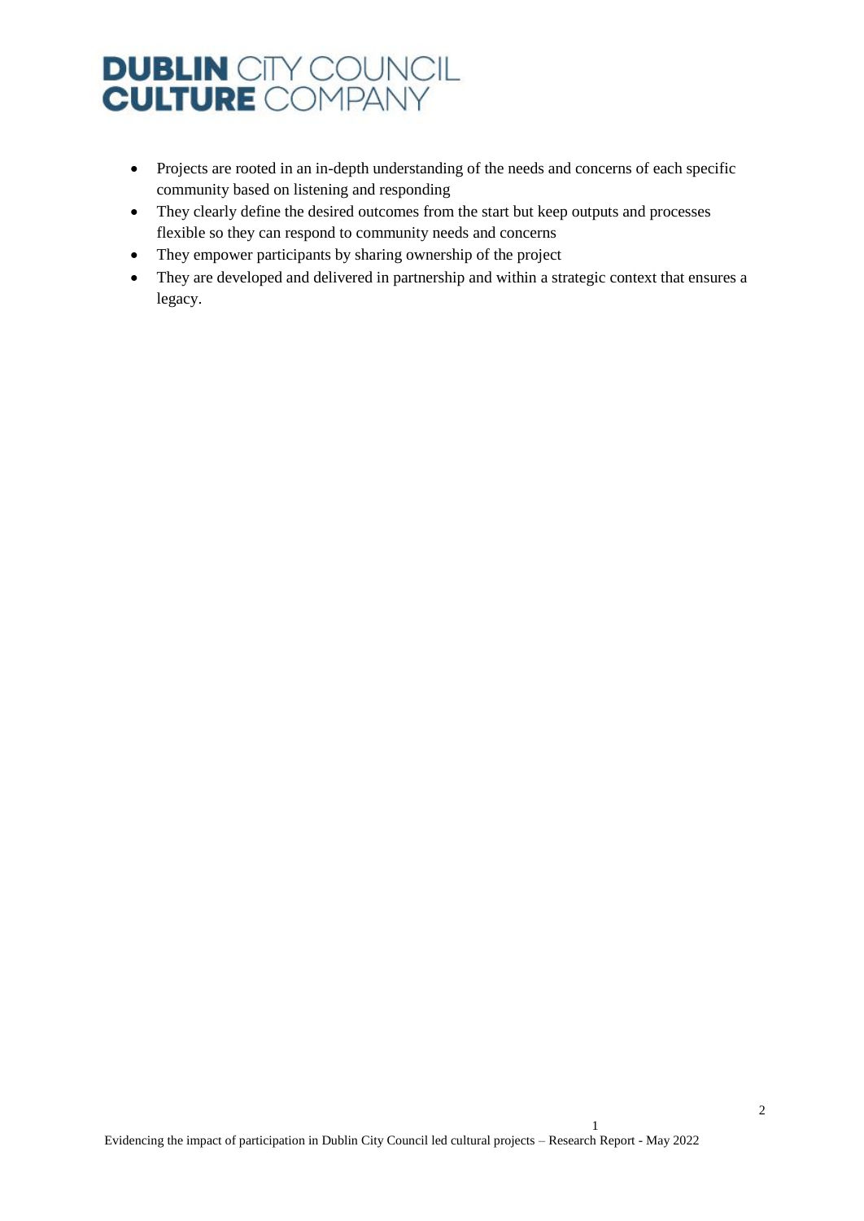- Projects are rooted in an in-depth understanding of the needs and concerns of each specific community based on listening and responding
- They clearly define the desired outcomes from the start but keep outputs and processes flexible so they can respond to community needs and concerns
- They empower participants by sharing ownership of the project
- They are developed and delivered in partnership and within a strategic context that ensures a legacy.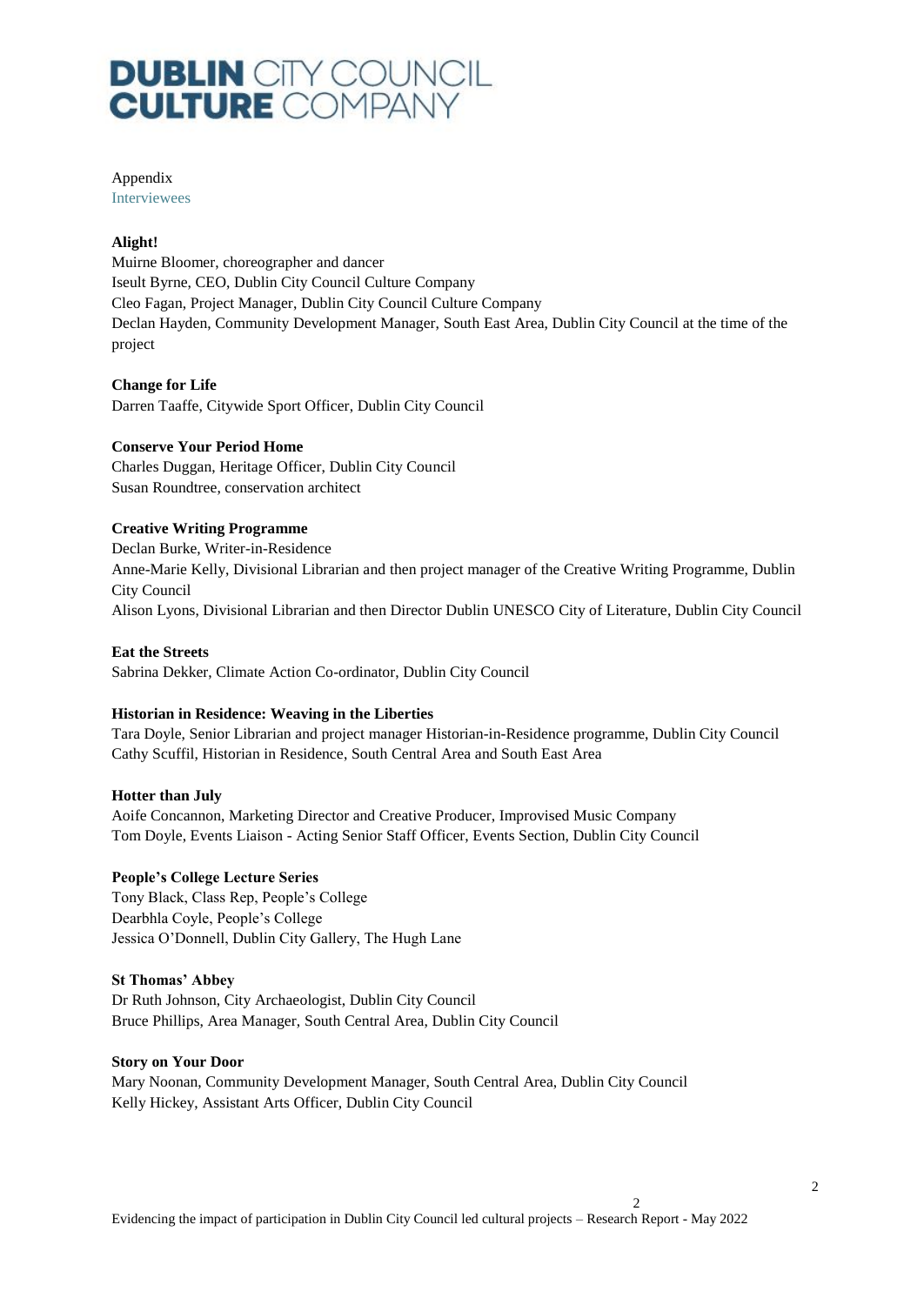DUBLIN CITY COUNCIL
CULTURE COMPANY

Appendix
Interviewees

**Alight!**
Muirne Bloomer, choreographer and dancer
Iseult Byrne, CEO, Dublin City Council Culture Company
Cleo Fagan, Project Manager, Dublin City Council Culture Company
Declan Hayden, Community Development Manager, South East Area, Dublin City Council at the time of the project

**Change for Life**
Darren Taaffe, Citywide Sport Officer, Dublin City Council

**Conserve Your Period Home**
Charles Duggan, Heritage Officer, Dublin City Council
Susan Roundtree, conservation architect

**Creative Writing Programme**
Declan Burke, Writer-in-Residence
Anne-Marie Kelly, Divisional Librarian and then project manager of the Creative Writing Programme, Dublin City Council
Alison Lyons, Divisional Librarian and then Director Dublin UNESCO City of Literature, Dublin City Council

**Eat the Streets**
Sabrina Dekker, Climate Action Co-ordinator, Dublin City Council

**Historian in Residence: Weaving in the Liberties**
Tara Doyle, Senior Librarian and project manager Historian-in-Residence programme, Dublin City Council
Cathy Scuffil, Historian in Residence, South Central Area and South East Area

**Hotter than July**
Aoife Concannon, Marketing Director and Creative Producer, Improvised Music Company
Tom Doyle, Events Liaison - Acting Senior Staff Officer, Events Section, Dublin City Council

**People's College Lecture Series**
Tony Black, Class Rep, People's College
Dearbhla Coyle, People's College
Jessica O'Donnell, Dublin City Gallery, The Hugh Lane

**St Thomas' Abbey**
Dr Ruth Johnson, City Archaeologist, Dublin City Council
Bruce Phillips, Area Manager, South Central Area, Dublin City Council

**Story on Your Door**
Mary Noonan, Community Development Manager, South Central Area, Dublin City Council
Kelly Hickey, Assistant Arts Officer, Dublin City Council